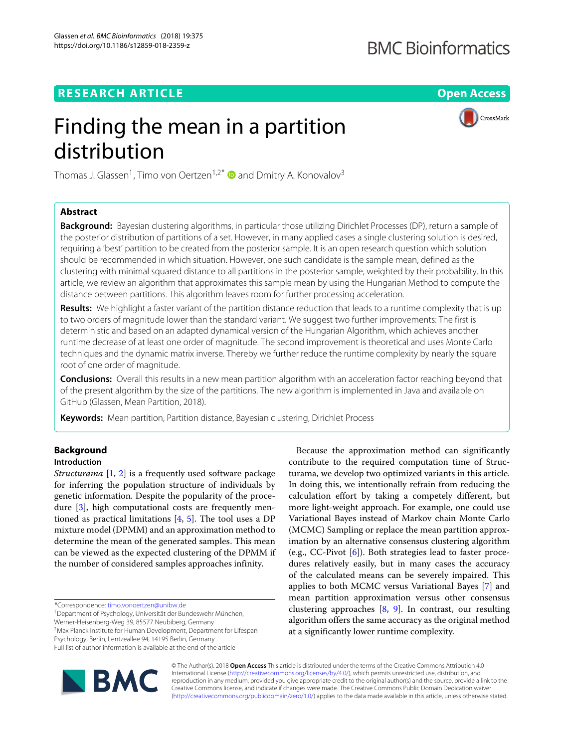# Finding the mean in a partition distribution

Thomas J. Glassen[1], Timo von Oertzen[1,2]* and Dmitry A. Konovalov[3]

## Abstract

**Background:** Bayesian clustering algorithms, in particular those utilizing Dirichlet Processes (DP), return a sample of the posterior distribution of partitions of a set. However, in many applied cases a single clustering solution is desired, requiring a 'best' partition to be created from the posterior sample. It is an open research question which solution should be recommended in which situation. However, one such candidate is the sample mean, defined as the clustering with minimal squared distance to all partitions in the posterior sample, weighted by their probability. In this article, we review an algorithm that approximates this sample mean by using the Hungarian Method to compute the distance between partitions. This algorithm leaves room for further processing acceleration.

**Results:** We highlight a faster variant of the partition distance reduction that leads to a runtime complexity that is up to two orders of magnitude lower than the standard variant. We suggest two further improvements: The first is deterministic and based on an adapted dynamical version of the Hungarian Algorithm, which achieves another runtime decrease of at least one order of magnitude. The second improvement is theoretical and uses Monte Carlo techniques and the dynamic matrix inverse. Thereby we further reduce the runtime complexity by nearly the square root of one order of magnitude.

**Conclusions:** Overall this results in a new mean partition algorithm with an acceleration factor reaching beyond that of the present algorithm by the size of the partitions. The new algorithm is implemented in Java and available on GitHub (Glassen, Mean Partition, 2018).

**Keywords:** Mean partition, Partition distance, Bayesian clustering, Dirichlet Process

## Background

### Introduction

*Structurama* [1, 2] is a frequently used software package for inferring the population structure of individuals by genetic information. Despite the popularity of the procedure [3], high computational costs are frequently mentioned as practical limitations [4, 5]. The tool uses a DP mixture model (DPMM) and an approximation method to determine the mean of the generated samples. This mean can be viewed as the expected clustering of the DPMM if the number of considered samples approaches infinity.

Because the approximation method can significantly contribute to the required computation time of Structurama, we develop two optimized variants in this article. In doing this, we intentionally refrain from reducing the calculation effort by taking a competely different, but more light-weight approach. For example, one could use Variational Bayes instead of Markov chain Monte Carlo (MCMC) Sampling or replace the mean partition approximation by an alternative consensus clustering algorithm (e.g., CC-Pivot [6]). Both strategies lead to faster procedures relatively easily, but in many cases the accuracy of the calculated means can be severely impaired. This applies to both MCMC versus Variational Bayes [7] and mean partition approximation versus other consensus clustering approaches [8, 9]. In contrast, our resulting algorithm offers the same accuracy as the original method at a significantly lower runtime complexity.

*Correspondence: timo.vonoertzen@unibw.de
[1]Department of Psychology, Universität der Bundeswehr München, Werner-Heisenberg-Weg 39, 85577 Neubiberg, Germany
[2]Max Planck Institute for Human Development, Department for Lifespan Psychology, Berlin, Lentzeallee 94, 14195 Berlin, Germany
Full list of author information is available at the end of the article

© The Author(s). 2018 **Open Access** This article is distributed under the terms of the Creative Commons Attribution 4.0 International License (http://creativecommons.org/licenses/by/4.0/), which permits unrestricted use, distribution, and reproduction in any medium, provided you give appropriate credit to the original author(s) and the source, provide a link to the Creative Commons license, and indicate if changes were made. The Creative Commons Public Domain Dedication waiver (http://creativecommons.org/publicdomain/zero/1.0/) applies to the data made available in this article, unless otherwise stated.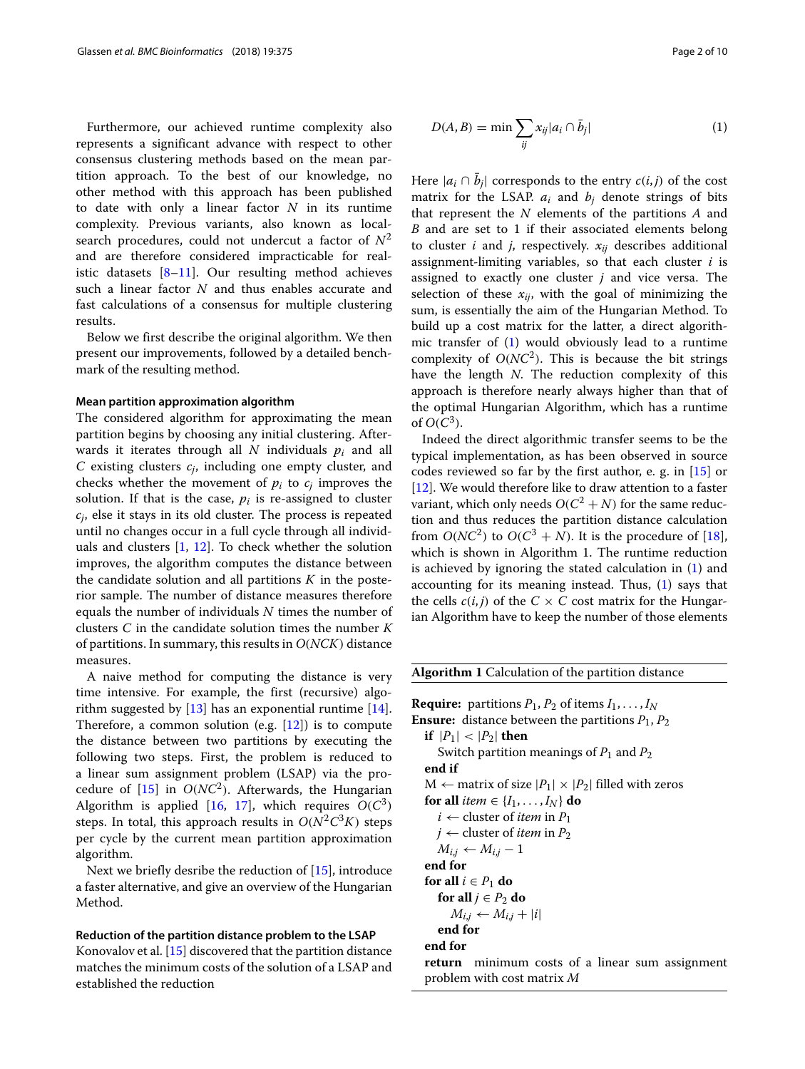Furthermore, our achieved runtime complexity also represents a significant advance with respect to other consensus clustering methods based on the mean partition approach. To the best of our knowledge, no other method with this approach has been published to date with only a linear factor $N$ in its runtime complexity. Previous variants, also known as local-search procedures, could not undercut a factor of $N^2$ and are therefore considered impracticable for realistic datasets [8–11]. Our resulting method achieves such a linear factor $N$ and thus enables accurate and fast calculations of a consensus for multiple clustering results.

Below we first describe the original algorithm. We then present our improvements, followed by a detailed benchmark of the resulting method.

### Mean partition approximation algorithm

The considered algorithm for approximating the mean partition begins by choosing any initial clustering. Afterwards it iterates through all $N$ individuals $p_i$ and all $C$ existing clusters $c_j$, including one empty cluster, and checks whether the movement of $p_i$ to $c_j$ improves the solution. If that is the case, $p_i$ is re-assigned to cluster $c_j$, else it stays in its old cluster. The process is repeated until no changes occur in a full cycle through all individuals and clusters [1, 12]. To check whether the solution improves, the algorithm computes the distance between the candidate solution and all partitions $K$ in the posterior sample. The number of distance measures therefore equals the number of individuals $N$ times the number of clusters $C$ in the candidate solution times the number $K$ of partitions. In summary, this results in $O(NCK)$ distance measures.

A naive method for computing the distance is very time intensive. For example, the first (recursive) algorithm suggested by [13] has an exponential runtime [14]. Therefore, a common solution (e.g. [12]) is to compute the distance between two partitions by executing the following two steps. First, the problem is reduced to a linear sum assignment problem (LSAP) via the procedure of [15] in $O(NC^2)$. Afterwards, the Hungarian Algorithm is applied [16, 17], which requires $O(C^3)$ steps. In total, this approach results in $O(N^2C^3K)$ steps per cycle by the current mean partition approximation algorithm.

Next we briefly desribe the reduction of [15], introduce a faster alternative, and give an overview of the Hungarian Method.

### Reduction of the partition distance problem to the LSAP

Konovalov et al. [15] discovered that the partition distance matches the minimum costs of the solution of a LSAP and established the reduction

$$D(A,B) = \min \sum_{ij} x_{ij} |a_i \cap \bar{b}_j| \qquad (1)$$

Here $|a_i \cap \bar{b}_j|$ corresponds to the entry $c(i,j)$ of the cost matrix for the LSAP. $a_i$ and $b_j$ denote strings of bits that represent the $N$ elements of the partitions $A$ and $B$ and are set to 1 if their associated elements belong to cluster $i$ and $j$, respectively. $x_{ij}$ describes additional assignment-limiting variables, so that each cluster $i$ is assigned to exactly one cluster $j$ and vice versa. The selection of these $x_{ij}$, with the goal of minimizing the sum, is essentially the aim of the Hungarian Method. To build up a cost matrix for the latter, a direct algorithmic transfer of (1) would obviously lead to a runtime complexity of $O(NC^2)$. This is because the bit strings have the length $N$. The reduction complexity of this approach is therefore nearly always higher than that of the optimal Hungarian Algorithm, which has a runtime of $O(C^3)$.

Indeed the direct algorithmic transfer seems to be the typical implementation, as has been observed in source codes reviewed so far by the first author, e. g. in [15] or [12]. We would therefore like to draw attention to a faster variant, which only needs $O(C^2 + N)$ for the same reduction and thus reduces the partition distance calculation from $O(NC^2)$ to $O(C^3 + N)$. It is the procedure of [18], which is shown in Algorithm 1. The runtime reduction is achieved by ignoring the stated calculation in (1) and accounting for its meaning instead. Thus, (1) says that the cells $c(i,j)$ of the $C \times C$ cost matrix for the Hungarian Algorithm have to keep the number of those elements

**Algorithm 1** Calculation of the partition distance

```
Require: partitions P_1, P_2 of items I_1, ..., I_N
Ensure: distance between the partitions P_1, P_2
  if |P_1| < |P_2| then
     Switch partition meanings of P_1 and P_2
  end if
  M ← matrix of size |P_1| × |P_2| filled with zeros
  for all item ∈ {I_1, ..., I_N} do
     i ← cluster of item in P_1
     j ← cluster of item in P_2
     M_{i,j} ← M_{i,j} − 1
  end for
  for all i ∈ P_1 do
     for all j ∈ P_2 do
        M_{i,j} ← M_{i,j} + |i|
     end for
  end for
  return  minimum costs of a linear sum assignment
          problem with cost matrix M
```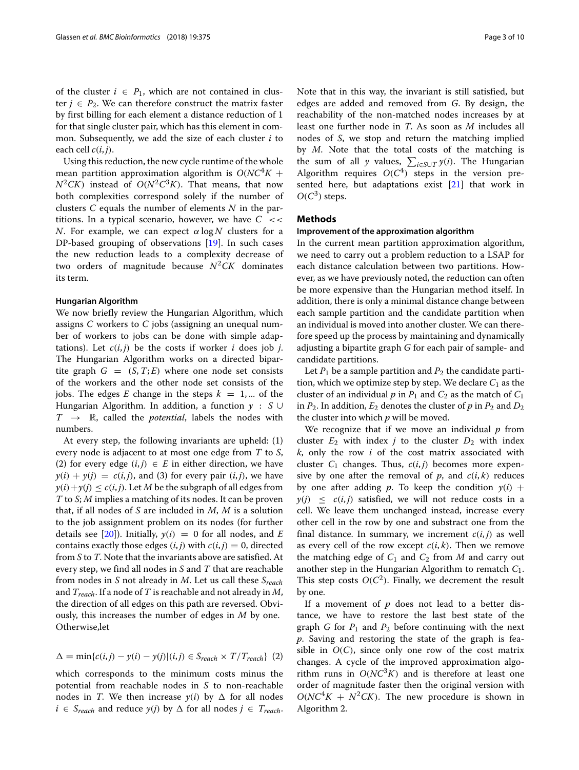of the cluster $i \in P_1$, which are not contained in cluster $j \in P_2$. We can therefore construct the matrix faster by first billing for each element a distance reduction of 1 for that single cluster pair, which has this element in common. Subsequently, we add the size of each cluster $i$ to each cell $c(i,j)$.

Using this reduction, the new cycle runtime of the whole mean partition approximation algorithm is $O(NC^4K + N^2CK)$ instead of $O(N^2C^3K)$. That means, that now both complexities correspond solely if the number of clusters $C$ equals the number of elements $N$ in the partitions. In a typical scenario, however, we have $C << N$. For example, we can expect $\alpha \log N$ clusters for a DP-based grouping of observations [19]. In such cases the new reduction leads to a complexity decrease of two orders of magnitude because $N^2CK$ dominates its term.

#### Hungarian Algorithm

We now briefly review the Hungarian Algorithm, which assigns $C$ workers to $C$ jobs (assigning an unequal number of workers to jobs can be done with simple adaptations). Let $c(i,j)$ be the costs if worker $i$ does job $j$. The Hungarian Algorithm works on a directed bipartite graph $G = (S, T; E)$ where one node set consists of the workers and the other node set consists of the jobs. The edges $E$ change in the steps $k = 1, ...$ of the Hungarian Algorithm. In addition, a function $y : S \cup T \rightarrow \mathbb{R}$, called the *potential*, labels the nodes with numbers.

At every step, the following invariants are upheld: (1) every node is adjacent to at most one edge from $T$ to $S$, (2) for every edge $(i,j) \in E$ in either direction, we have $y(i) + y(j) = c(i,j)$, and (3) for every pair $(i,j)$, we have $y(i) + y(j) \leq c(i,j)$. Let $M$ be the subgraph of all edges from $T$ to $S$; $M$ implies a matching of its nodes. It can be proven that, if all nodes of $S$ are included in $M$, $M$ is a solution to the job assignment problem on its nodes (for further details see [20]). Initially, $y(i) = 0$ for all nodes, and $E$ contains exactly those edges $(i,j)$ with $c(i,j) = 0$, directed from $S$ to $T$. Note that the invariants above are satisfied. At every step, we find all nodes in $S$ and $T$ that are reachable from nodes in $S$ not already in $M$. Let us call these $S_{reach}$ and $T_{reach}$. If a node of $T$ is reachable and not already in $M$, the direction of all edges on this path are reversed. Obviously, this increases the number of edges in $M$ by one. Otherwise,let

$$\Delta = \min\{c(i,j) - y(i) - y(j) | (i,j) \in S_{reach} \times T / T_{reach}\} \quad (2)$$

which corresponds to the minimum costs minus the potential from reachable nodes in $S$ to non-reachable nodes in $T$. We then increase $y(i)$ by $\Delta$ for all nodes $i \in S_{reach}$ and reduce $y(j)$ by $\Delta$ for all nodes $j \in T_{reach}$. Note that in this way, the invariant is still satisfied, but edges are added and removed from $G$. By design, the reachability of the non-matched nodes increases by at least one further node in $T$. As soon as $M$ includes all nodes of $S$, we stop and return the matching implied by $M$. Note that the total costs of the matching is the sum of all $y$ values, $\sum_{i \in S \cup T} y(i)$. The Hungarian Algorithm requires $O(C^4)$ steps in the version presented here, but adaptations exist [21] that work in $O(C^3)$ steps.

## Methods

#### Improvement of the approximation algorithm

In the current mean partition approximation algorithm, we need to carry out a problem reduction to a LSAP for each distance calculation between two partitions. However, as we have previously noted, the reduction can often be more expensive than the Hungarian method itself. In addition, there is only a minimal distance change between each sample partition and the candidate partition when an individual is moved into another cluster. We can therefore speed up the process by maintaining and dynamically adjusting a bipartite graph $G$ for each pair of sample- and candidate partitions.

Let $P_1$ be a sample partition and $P_2$ the candidate partition, which we optimize step by step. We declare $C_1$ as the cluster of an individual $p$ in $P_1$ and $C_2$ as the match of $C_1$ in $P_2$. In addition, $E_2$ denotes the cluster of $p$ in $P_2$ and $D_2$ the cluster into which $p$ will be moved.

We recognize that if we move an individual $p$ from cluster $E_2$ with index $j$ to the cluster $D_2$ with index $k$, only the row $i$ of the cost matrix associated with cluster $C_1$ changes. Thus, $c(i,j)$ becomes more expensive by one after the removal of $p$, and $c(i,k)$ reduces by one after adding $p$. To keep the condition $y(i) + y(j) \leq c(i,j)$ satisfied, we will not reduce costs in a cell. We leave them unchanged instead, increase every other cell in the row by one and substract one from the final distance. In summary, we increment $c(i,j)$ as well as every cell of the row except $c(i,k)$. Then we remove the matching edge of $C_1$ and $C_2$ from $M$ and carry out another step in the Hungarian Algorithm to rematch $C_1$. This step costs $O(C^2)$. Finally, we decrement the result by one.

If a movement of $p$ does not lead to a better distance, we have to restore the last best state of the graph $G$ for $P_1$ and $P_2$ before continuing with the next $p$. Saving and restoring the state of the graph is feasible in $O(C)$, since only one row of the cost matrix changes. A cycle of the improved approximation algorithm runs in $O(NC^3K)$ and is therefore at least one order of magnitude faster then the original version with $O(NC^4K + N^2CK)$. The new procedure is shown in Algorithm 2.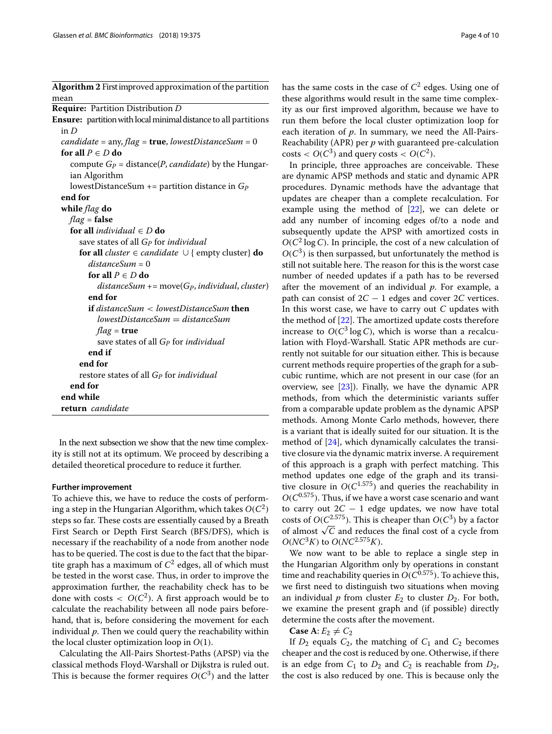**Algorithm 2** First improved approximation of the partition mean

```
Require: Partition Distribution D
Ensure: partition with local minimal distance to all partitions in D
  candidate = any, flag = true, lowestDistanceSum = 0
  for all P ∈ D do
    compute G_P = distance(P, candidate) by the Hungarian Algorithm
    lowestDistanceSum += partition distance in G_P
  end for
  while flag do
    flag = false
    for all individual ∈ D do
      save states of all G_P for individual
      for all cluster ∈ candidate ∪ { empty cluster} do
        distanceSum = 0
        for all P ∈ D do
          distanceSum += move(G_P, individual, cluster)
        end for
        if distanceSum < lowestDistanceSum then
          lowestDistanceSum = distanceSum
          flag = true
          save states of all G_P for individual
        end if
      end for
      restore states of all G_P for individual
    end for
  end while
  return candidate
```

In the next subsection we show that the new time complexity is still not at its optimum. We proceed by describing a detailed theoretical procedure to reduce it further.

#### Further improvement

To achieve this, we have to reduce the costs of performing a step in the Hungarian Algorithm, which takes $O(C^2)$ steps so far. These costs are essentially caused by a Breath First Search or Depth First Search (BFS/DFS), which is necessary if the reachability of a node from another node has to be queried. The cost is due to the fact that the bipartite graph has a maximum of $C^2$ edges, all of which must be tested in the worst case. Thus, in order to improve the approximation further, the reachability check has to be done with costs $< O(C^2)$. A first approach would be to calculate the reachability between all node pairs beforehand, that is, before considering the movement for each individual $p$. Then we could query the reachability within the local cluster optimization loop in $O(1)$.

Calculating the All-Pairs Shortest-Paths (APSP) via the classical methods Floyd-Warshall or Dijkstra is ruled out. This is because the former requires $O(C^3)$ and the latter has the same costs in the case of $C^2$ edges. Using one of these algorithms would result in the same time complexity as our first improved algorithm, because we have to run them before the local cluster optimization loop for each iteration of $p$. In summary, we need the All-Pairs-Reachability (APR) per $p$ with guaranteed pre-calculation costs $< O(C^3)$ and query costs $< O(C^2)$.

In principle, three approaches are conceivable. These are dynamic APSP methods and static and dynamic APR procedures. Dynamic methods have the advantage that updates are cheaper than a complete recalculation. For example using the method of [22], we can delete or add any number of incoming edges of/to a node and subsequently update the APSP with amortized costs in $O(C^2 \log C)$. In principle, the cost of a new calculation of $O(C^3)$ is then surpassed, but unfortunately the method is still not suitable here. The reason for this is the worst case number of needed updates if a path has to be reversed after the movement of an individual $p$. For example, a path can consist of $2C - 1$ edges and cover $2C$ vertices. In this worst case, we have to carry out $C$ updates with the method of [22]. The amortized update costs therefore increase to $O(C^3 \log C)$, which is worse than a recalculation with Floyd-Warshall. Static APR methods are currently not suitable for our situation either. This is because current methods require properties of the graph for a subcubic runtime, which are not present in our case (for an overview, see [23]). Finally, we have the dynamic APR methods, from which the deterministic variants suffer from a comparable update problem as the dynamic APSP methods. Among Monte Carlo methods, however, there is a variant that is ideally suited for our situation. It is the method of [24], which dynamically calculates the transitive closure via the dynamic matrix inverse. A requirement of this approach is a graph with perfect matching. This method updates one edge of the graph and its transitive closure in $O(C^{1.575})$ and queries the reachability in $O(C^{0.575})$. Thus, if we have a worst case scenario and want to carry out $2C - 1$ edge updates, we now have total costs of $O(C^{2.575})$. This is cheaper than $O(C^3)$ by a factor of almost $\sqrt{C}$ and reduces the final cost of a cycle from $O(NC^3K)$ to $O(NC^{2.575}K)$.

We now want to be able to replace a single step in the Hungarian Algorithm only by operations in constant time and reachability queries in $O(C^{0.575})$. To achieve this, we first need to distinguish two situations when moving an individual $p$ from cluster $E_2$ to cluster $D_2$. For both, we examine the present graph and (if possible) directly determine the costs after the movement.

**Case A**: $E_2 \neq C_2$

If $D_2$ equals $C_2$, the matching of $C_1$ and $C_2$ becomes cheaper and the cost is reduced by one. Otherwise, if there is an edge from $C_1$ to $D_2$ and $C_2$ is reachable from $D_2$, the cost is also reduced by one. This is because only the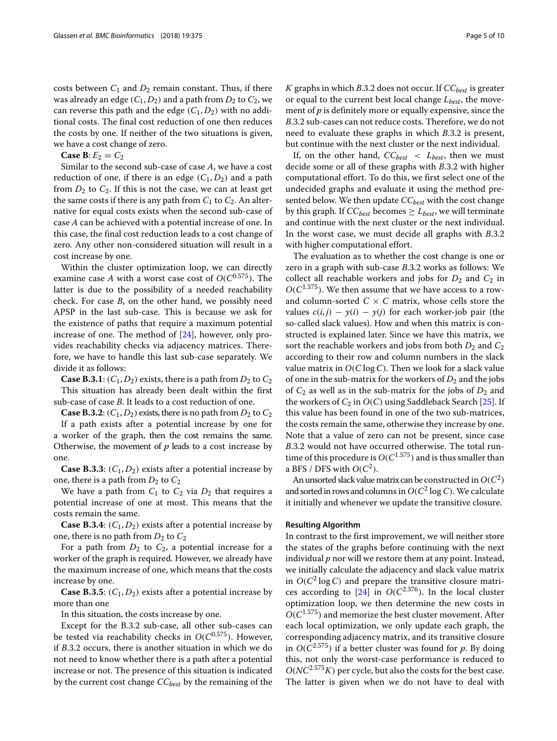costs between $C_1$ and $D_2$ remain constant. Thus, if there was already an edge $(C_1, D_2)$ and a path from $D_2$ to $C_2$, we can reverse this path and the edge $(C_1, D_2)$ with no additional costs. The final cost reduction of one then reduces the costs by one. If neither of the two situations is given, we have a cost change of zero.

**Case B**: $E_2 = C_2$

Similar to the second sub-case of case $A$, we have a cost reduction of one, if there is an edge $(C_1, D_2)$ and a path from $D_2$ to $C_2$. If this is not the case, we can at least get the same costs if there is any path from $C_1$ to $C_2$. An alternative for equal costs exists when the second sub-case of case $A$ can be achieved with a potential increase of one. In this case, the final cost reduction leads to a cost change of zero. Any other non-considered situation will result in a cost increase by one.

Within the cluster optimization loop, we can directly examine case $A$ with a worst case cost of $O(C^{0.575})$. The latter is due to the possibility of a needed reachability check. For case $B$, on the other hand, we possibly need APSP in the last sub-case. This is because we ask for the existence of paths that require a maximum potential increase of one. The method of [24], however, only provides reachability checks via adjacency matrices. Therefore, we have to handle this last sub-case separately. We divide it as follows:

**Case B.3.1**: $(C_1, D_2)$ exists, there is a path from $D_2$ to $C_2$

This situation has already been dealt within the first sub-case of case $B$. It leads to a cost reduction of one.

**Case B.3.2**: $(C_1, D_2)$ exists, there is no path from $D_2$ to $C_2$

If a path exists after a potential increase by one for a worker of the graph, then the cost remains the same. Otherwise, the movement of $p$ leads to a cost increase by one.

**Case B.3.3**: $(C_1, D_2)$ exists after a potential increase by one, there is a path from $D_2$ to $C_2$

We have a path from $C_1$ to $C_2$ via $D_2$ that requires a potential increase of one at most. This means that the costs remain the same.

**Case B.3.4**: $(C_1, D_2)$ exists after a potential increase by one, there is no path from $D_2$ to $C_2$

For a path from $D_2$ to $C_2$, a potential increase for a worker of the graph is required. However, we already have the maximum increase of one, which means that the costs increase by one.

**Case B.3.5**: $(C_1, D_2)$ exists after a potential increase by more than one

In this situation, the costs increase by one.

Except for the B.3.2 sub-case, all other sub-cases can be tested via reachability checks in $O(C^{0.575})$. However, if $B.3.2$ occurs, there is another situation in which we do not need to know whether there is a path after a potential increase or not. The presence of this situation is indicated by the current cost change $CC_{best}$ by the remaining of the $K$ graphs in which $B.3.2$ does not occur. If $CC_{best}$ is greater or equal to the current best local change $L_{best}$, the movement of $p$ is definitely more or equally expensive, since the $B.3.2$ sub-cases can not reduce costs. Therefore, we do not need to evaluate these graphs in which $B.3.2$ is present, but continue with the next cluster or the next individual.

If, on the other hand, $CC_{best} < L_{best}$, then we must decide some or all of these graphs with $B.3.2$ with higher computational effort. To do this, we first select one of the undecided graphs and evaluate it using the method presented below. We then update $CC_{best}$ with the cost change by this graph. If $CC_{best}$ becomes $\geq L_{best}$, we will terminate and continue with the next cluster or the next individual. In the worst case, we must decide all graphs with $B.3.2$ with higher computational effort.

The evaluation as to whether the cost change is one or zero in a graph with sub-case $B.3.2$ works as follows: We collect all reachable workers and jobs for $D_2$ and $C_2$ in $O(C^{1.575})$. We then assume that we have access to a row- and column-sorted $C \times C$ matrix, whose cells store the values $c(i,j) - y(i) - y(j)$ for each worker-job pair (the so-called slack values). How and when this matrix is constructed is explained later. Since we have this matrix, we sort the reachable workers and jobs from both $D_2$ and $C_2$ according to their row and column numbers in the slack value matrix in $O(C \log C)$. Then we look for a slack value of one in the sub-matrix for the workers of $D_2$ and the jobs of $C_2$ as well as in the sub-matrix for the jobs of $D_2$ and the workers of $C_2$ in $O(C)$ using Saddleback Search [25]. If this value has been found in one of the two sub-matrices, the costs remain the same, otherwise they increase by one. Note that a value of zero can not be present, since case $B.3.2$ would not have occurred otherwise. The total runtime of this procedure is $O(C^{1.575})$ and is thus smaller than a BFS / DFS with $O(C^2)$.

An unsorted slack value matrix can be constructed in $O(C^2)$ and sorted in rows and columns in $O(C^2 \log C)$. We calculate it initially and whenever we update the transitive closure.

#### Resulting Algorithm

In contrast to the first improvement, we will neither store the states of the graphs before continuing with the next individual $p$ nor will we restore them at any point. Instead, we initially calculate the adjacency and slack value matrix in $O(C^2 \log C)$ and prepare the transitive closure matrices according to [24] in $O(C^{2.376})$. In the local cluster optimization loop, we then determine the new costs in $O(C^{1.575})$ and memorize the best cluster movement. After each local optimization, we only update each graph, the corresponding adjacency matrix, and its transitive closure in $O(C^{2.575})$ if a better cluster was found for $p$. By doing this, not only the worst-case performance is reduced to $O(NC^{2.575}K)$ per cycle, but also the costs for the best case. The latter is given when we do not have to deal with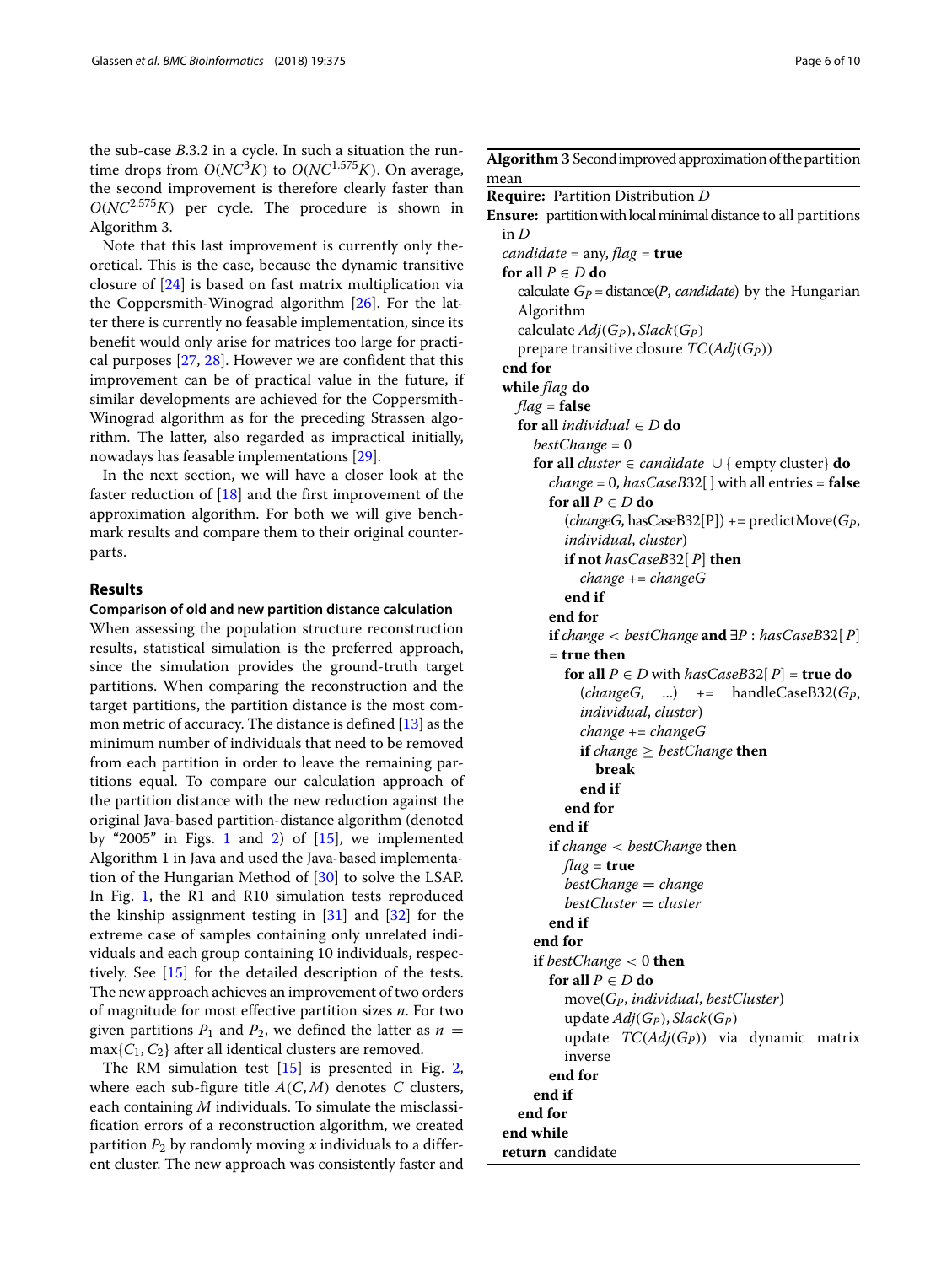the sub-case *B*.3.2 in a cycle. In such a situation the runtime drops from $O(NC^3K)$ to $O(NC^{1.575}K)$. On average, the second improvement is therefore clearly faster than $O(NC^{2.575}K)$ per cycle. The procedure is shown in Algorithm 3.

Note that this last improvement is currently only theoretical. This is the case, because the dynamic transitive closure of [24] is based on fast matrix multiplication via the Coppersmith-Winograd algorithm [26]. For the latter there is currently no feasable implementation, since its benefit would only arise for matrices too large for practical purposes [27, 28]. However we are confident that this improvement can be of practical value in the future, if similar developments are achieved for the Coppersmith-Winograd algorithm as for the preceding Strassen algorithm. The latter, also regarded as impractical initially, nowadays has feasable implementations [29].

In the next section, we will have a closer look at the faster reduction of [18] and the first improvement of the approximation algorithm. For both we will give benchmark results and compare them to their original counterparts.

**Algorithm 3** Second improved approximation of the partition mean

```
Require: Partition Distribution D
Ensure: partition with local minimal distance to all partitions
        in D
  candidate = any, flag = true
  for all P ∈ D do
    calculate G_P = distance(P, candidate) by the Hungarian
    Algorithm
    calculate Adj(G_P), Slack(G_P)
    prepare transitive closure TC(Adj(G_P))
  end for
  while flag do
    flag = false
    for all individual ∈ D do
      bestChange = 0
      for all cluster ∈ candidate ∪ { empty cluster} do
        change = 0, hasCaseB32[ ] with all entries = false
        for all P ∈ D do
          (changeG, hasCaseB32[P]) += predictMove(G_P,
          individual, cluster)
          if not hasCaseB32[ P] then
            change += changeG
          end if
        end for
        if change < bestChange and ∃P : hasCaseB32[ P]
        = true then
          for all P ∈ D with hasCaseB32[ P] = true do
            (changeG,  ...)  +=  handleCaseB32(G_P,
            individual, cluster)
            change += changeG
            if change ≥ bestChange then
              break
            end if
          end for
        end if
        if change < bestChange then
          flag = true
          bestChange = change
          bestCluster = cluster
        end if
      end for
      if bestChange < 0 then
        for all P ∈ D do
          move(G_P, individual, bestCluster)
          update Adj(G_P), Slack(G_P)
          update TC(Adj(G_P)) via dynamic matrix
          inverse
        end for
      end if
    end for
  end while
  return candidate
```

## Results

### Comparison of old and new partition distance calculation

When assessing the population structure reconstruction results, statistical simulation is the preferred approach, since the simulation provides the ground-truth target partitions. When comparing the reconstruction and the target partitions, the partition distance is the most common metric of accuracy. The distance is defined [13] as the minimum number of individuals that need to be removed from each partition in order to leave the remaining partitions equal. To compare our calculation approach of the partition distance with the new reduction against the original Java-based partition-distance algorithm (denoted by "2005" in Figs. 1 and 2) of [15], we implemented Algorithm 1 in Java and used the Java-based implementation of the Hungarian Method of [30] to solve the LSAP. In Fig. 1, the R1 and R10 simulation tests reproduced the kinship assignment testing in [31] and [32] for the extreme case of samples containing only unrelated individuals and each group containing 10 individuals, respectively. See [15] for the detailed description of the tests. The new approach achieves an improvement of two orders of magnitude for most effective partition sizes $n$. For two given partitions $P_1$ and $P_2$, we defined the latter as $n = \max\{C_1, C_2\}$ after all identical clusters are removed.

The RM simulation test [15] is presented in Fig. 2, where each sub-figure title $A(C, M)$ denotes $C$ clusters, each containing $M$ individuals. To simulate the misclassification errors of a reconstruction algorithm, we created partition $P_2$ by randomly moving $x$ individuals to a different cluster. The new approach was consistently faster and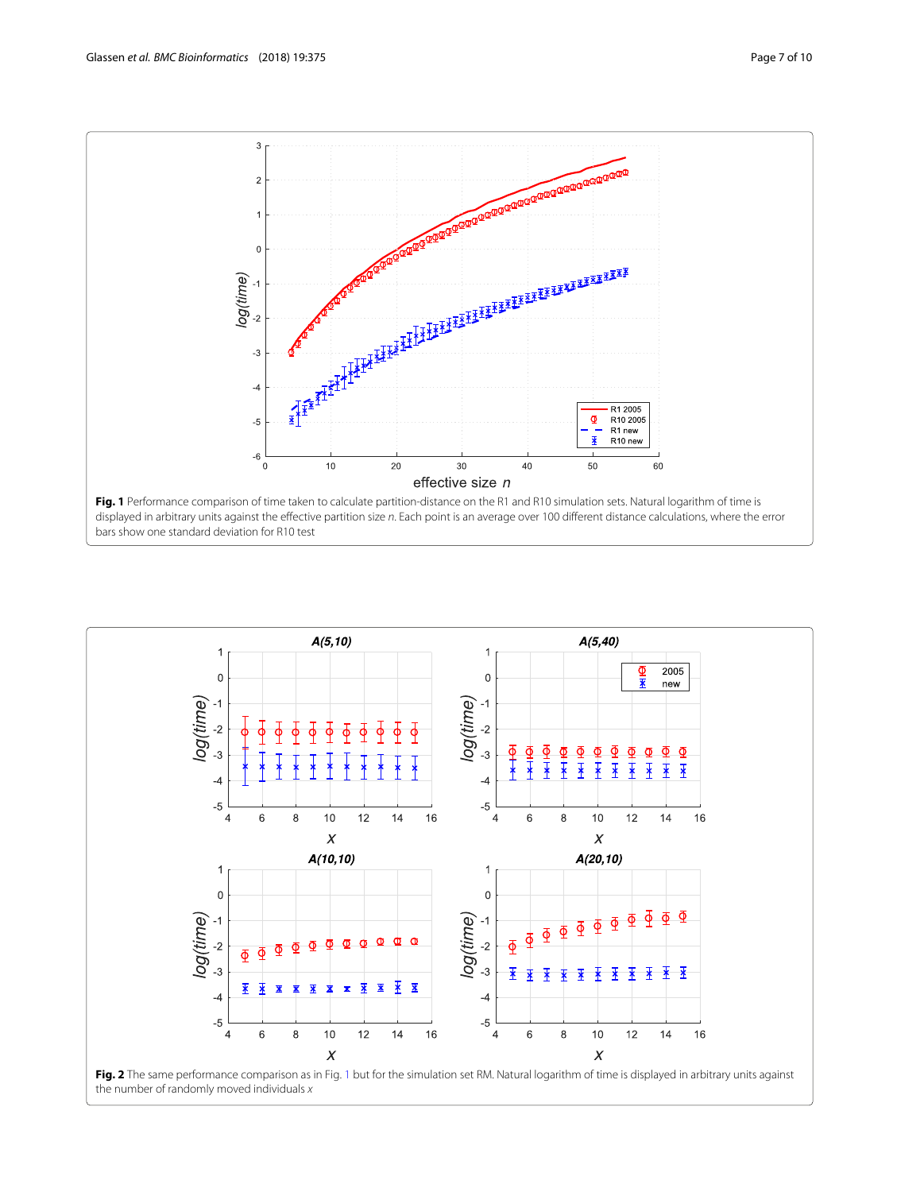**Fig. 1** Performance comparison of time taken to calculate partition-distance on the R1 and R10 simulation sets. Natural logarithm of time is displayed in arbitrary units against the effective partition size *n*. Each point is an average over 100 different distance calculations, where the error bars show one standard deviation for R10 test

**Fig. 2** The same performance comparison as in Fig. 1 but for the simulation set RM. Natural logarithm of time is displayed in arbitrary units against the number of randomly moved individuals *x*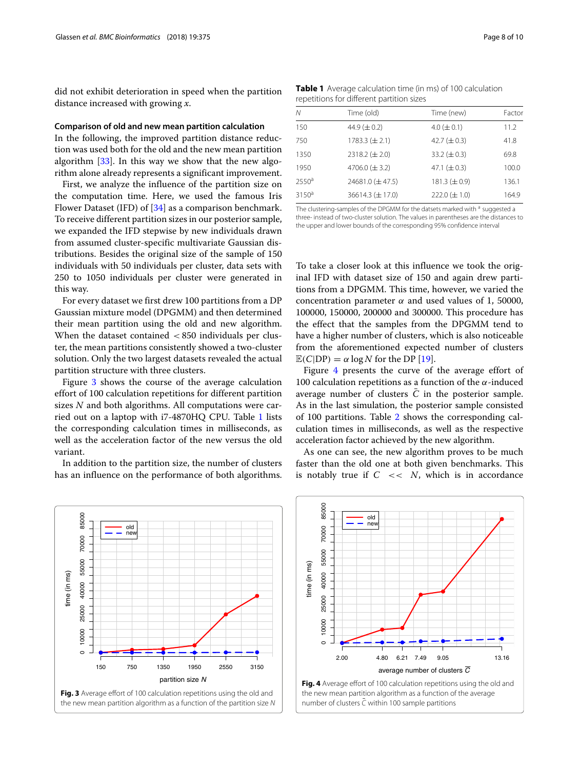did not exhibit deterioration in speed when the partition distance increased with growing $x$.

**Comparison of old and new mean partition calculation**

In the following, the improved partition distance reduction was used both for the old and the new mean partition algorithm [33]. In this way we show that the new algorithm alone already represents a significant improvement.

First, we analyze the influence of the partition size on the computation time. Here, we used the famous Iris Flower Dataset (IFD) of [34] as a comparison benchmark. To receive different partition sizes in our posterior sample, we expanded the IFD stepwise by new individuals drawn from assumed cluster-specific multivariate Gaussian distributions. Besides the original size of the sample of 150 individuals with 50 individuals per cluster, data sets with 250 to 1050 individuals per cluster were generated in this way.

For every dataset we first drew 100 partitions from a DP Gaussian mixture model (DPGMM) and then determined their mean partition using the old and new algorithm. When the dataset contained $< 850$ individuals per cluster, the mean partitions consistently showed a two-cluster solution. Only the two largest datasets revealed the actual partition structure with three clusters.

Figure 3 shows the course of the average calculation effort of 100 calculation repetitions for different partition sizes $N$ and both algorithms. All computations were carried out on a laptop with i7-4870HQ CPU. Table 1 lists the corresponding calculation times in milliseconds, as well as the acceleration factor of the new versus the old variant.

In addition to the partition size, the number of clusters has an influence on the performance of both algorithms.

**Table 1** Average calculation time (in ms) of 100 calculation repetitions for different partition sizes

| $N$ | Time (old) | Time (new) | Factor |
|---|---|---|---|
| 150 | 44.9 (± 0.2) | 4.0 (± 0.1) | 11.2 |
| 750 | 1783.3 (± 2.1) | 42.7 (± 0.3) | 41.8 |
| 1350 | 2318.2 (± 2.0) | 33.2 (± 0.3) | 69.8 |
| 1950 | 4706.0 (± 3.2) | 47.1 (± 0.3) | 100.0 |
| 2550[a] | 24681.0 (± 47.5) | 181.3 (± 0.9) | 136.1 |
| 3150[a] | 36614.3 (± 17.0) | 222.0 (± 1.0) | 164.9 |

The clustering-samples of the DPGMM for the datasets marked with [a] suggested a three- instead of two-cluster solution. The values in parentheses are the distances to the upper and lower bounds of the corresponding 95% confidence interval

To take a closer look at this influence we took the original IFD with dataset size of 150 and again drew partitions from a DPGMM. This time, however, we varied the concentration parameter $\alpha$ and used values of 1, 50000, 100000, 150000, 200000 and 300000. This procedure has the effect that the samples from the DPGMM tend to have a higher number of clusters, which is also noticeable from the aforementioned expected number of clusters $\mathbb{E}(C|\text{DP}) = \alpha \log N$ for the DP [19].

Figure 4 presents the curve of the average effort of 100 calculation repetitions as a function of the $\alpha$-induced average number of clusters $\bar{C}$ in the posterior sample. As in the last simulation, the posterior sample consisted of 100 partitions. Table 2 shows the corresponding calculation times in milliseconds, as well as the respective acceleration factor achieved by the new algorithm.

As one can see, the new algorithm proves to be much faster than the old one at both given benchmarks. This is notably true if $C << N$, which is in accordance

**Fig. 3** Average effort of 100 calculation repetitions using the old and the new mean partition algorithm as a function of the partition size $N$

**Fig. 4** Average effort of 100 calculation repetitions using the old and the new mean partition algorithm as a function of the average number of clusters $\bar{C}$ within 100 sample partitions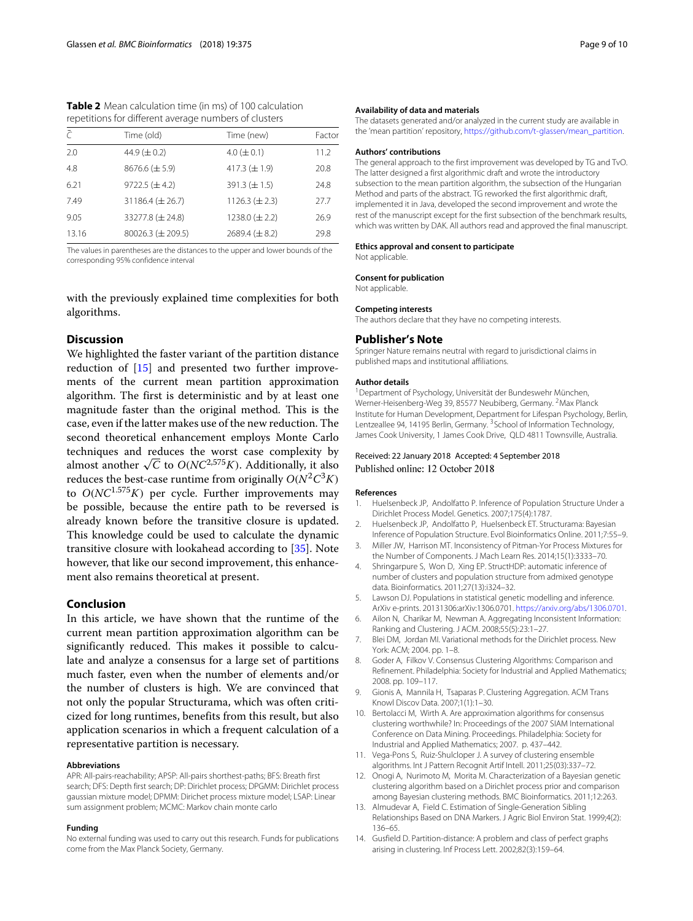**Table 2** Mean calculation time (in ms) of 100 calculation repetitions for different average numbers of clusters

| $\bar{C}$ | Time (old) | Time (new) | Factor |
|---|---|---|---|
| 2.0 | 44.9 (± 0.2) | 4.0 (± 0.1) | 11.2 |
| 4.8 | 8676.6 (± 5.9) | 417.3 (± 1.9) | 20.8 |
| 6.21 | 9722.5 (± 4.2) | 391.3 (± 1.5) | 24.8 |
| 7.49 | 31186.4 (± 26.7) | 1126.3 (± 2.3) | 27.7 |
| 9.05 | 33277.8 (± 24.8) | 1238.0 (± 2.2) | 26.9 |
| 13.16 | 80026.3 (± 209.5) | 2689.4 (± 8.2) | 29.8 |

The values in parentheses are the distances to the upper and lower bounds of the corresponding 95% confidence interval

with the previously explained time complexities for both algorithms.

## Discussion

We highlighted the faster variant of the partition distance reduction of [15] and presented two further improvements of the current mean partition approximation algorithm. The first is deterministic and by at least one magnitude faster than the original method. This is the case, even if the latter makes use of the new reduction. The second theoretical enhancement employs Monte Carlo techniques and reduces the worst case complexity by almost another $\sqrt{C}$ to $O(NC^{2.575}K)$. Additionally, it also reduces the best-case runtime from originally $O(N^2C^3K)$ to $O(NC^{1.575}K)$ per cycle. Further improvements may be possible, because the entire path to be reversed is already known before the transitive closure is updated. This knowledge could be used to calculate the dynamic transitive closure with lookahead according to [35]. Note however, that like our second improvement, this enhancement also remains theoretical at present.

## Conclusion

In this article, we have shown that the runtime of the current mean partition approximation algorithm can be significantly reduced. This makes it possible to calculate and analyze a consensus for a large set of partitions much faster, even when the number of elements and/or the number of clusters is high. We are convinced that not only the popular Structurama, which was often criticized for long runtimes, benefits from this result, but also application scenarios in which a frequent calculation of a representative partition is necessary.

#### Abbreviations

APR: All-pairs-reachability; APSP: All-pairs shortest-paths; BFS: Breath first search; DFS: Depth first search; DP: Dirichlet process; DPGMM: Dirichlet process gaussian mixture model; DPMM: Dirichet process mixture model; LSAP: Linear sum assignment problem; MCMC: Markov chain monte carlo

#### Funding

No external funding was used to carry out this research. Funds for publications come from the Max Planck Society, Germany.

#### Availability of data and materials

The datasets generated and/or analyzed in the current study are available in the 'mean partition' repository, https://github.com/t-glassen/mean_partition.

#### Authors' contributions

The general approach to the first improvement was developed by TG and TvO. The latter designed a first algorithmic draft and wrote the introductory subsection to the mean partition algorithm, the subsection of the Hungarian Method and parts of the abstract. TG reworked the first algorithmic draft, implemented it in Java, developed the second improvement and wrote the rest of the manuscript except for the first subsection of the benchmark results, which was written by DAK. All authors read and approved the final manuscript.

#### Ethics approval and consent to participate

Not applicable.

#### Consent for publication

Not applicable.

#### Competing interests

The authors declare that they have no competing interests.

### Publisher's Note

Springer Nature remains neutral with regard to jurisdictional claims in published maps and institutional affiliations.

#### Author details

[1]Department of Psychology, Universität der Bundeswehr München, Werner-Heisenberg-Weg 39, 85577 Neubiberg, Germany. [2]Max Planck Institute for Human Development, Department for Lifespan Psychology, Berlin, Lentzeallee 94, 14195 Berlin, Germany. [3]School of Information Technology, James Cook University, 1 James Cook Drive, QLD 4811 Townsville, Australia.

Received: 22 January 2018 Accepted: 4 September 2018
Published online: 12 October 2018

#### References

1. Huelsenbeck JP, Andolfatto P. Inference of Population Structure Under a Dirichlet Process Model. Genetics. 2007;175(4):1787.
2. Huelsenbeck JP, Andolfatto P, Huelsenbeck ET. Structurama: Bayesian Inference of Population Structure. Evol Bioinformatics Online. 2011;7:55–9.
3. Miller JW, Harrison MT. Inconsistency of Pitman-Yor Process Mixtures for the Number of Components. J Mach Learn Res. 2014;15(1):3333–70.
4. Shringarpure S, Won D, Xing EP. StructHDP: automatic inference of number of clusters and population structure from admixed genotype data. Bioinformatics. 2011;27(13):i324–32.
5. Lawson DJ. Populations in statistical genetic modelling and inference. ArXiv e-prints. 20131306:arXiv:1306.0701. https://arxiv.org/abs/1306.0701.
6. Ailon N, Charikar M, Newman A. Aggregating Inconsistent Information: Ranking and Clustering. J ACM. 2008;55(5):23:1–27.
7. Blei DM, Jordan MI. Variational methods for the Dirichlet process. New York: ACM; 2004. pp. 1–8.
8. Goder A, Filkov V. Consensus Clustering Algorithms: Comparison and Refinement. Philadelphia: Society for Industrial and Applied Mathematics; 2008. pp. 109–117.
9. Gionis A, Mannila H, Tsaparas P. Clustering Aggregation. ACM Trans Knowl Discov Data. 2007;1(1):1–30.
10. Bertolacci M, Wirth A. Are approximation algorithms for consensus clustering worthwhile? In: Proceedings of the 2007 SIAM International Conference on Data Mining. Proceedings. Philadelphia: Society for Industrial and Applied Mathematics; 2007. p. 437–442.
11. Vega-Pons S, Ruiz-Shulcloper J. A survey of clustering ensemble algorithms. Int J Pattern Recognit Artif Intell. 2011;25(03):337–72.
12. Onogi A, Nurimoto M, Morita M. Characterization of a Bayesian genetic clustering algorithm based on a Dirichlet process prior and comparison among Bayesian clustering methods. BMC Bioinformatics. 2011;12:263.
13. Almudevar A, Field C. Estimation of Single-Generation Sibling Relationships Based on DNA Markers. J Agric Biol Environ Stat. 1999;4(2): 136–65.
14. Gusfield D. Partition-distance: A problem and class of perfect graphs arising in clustering. Inf Process Lett. 2002;82(3):159–64.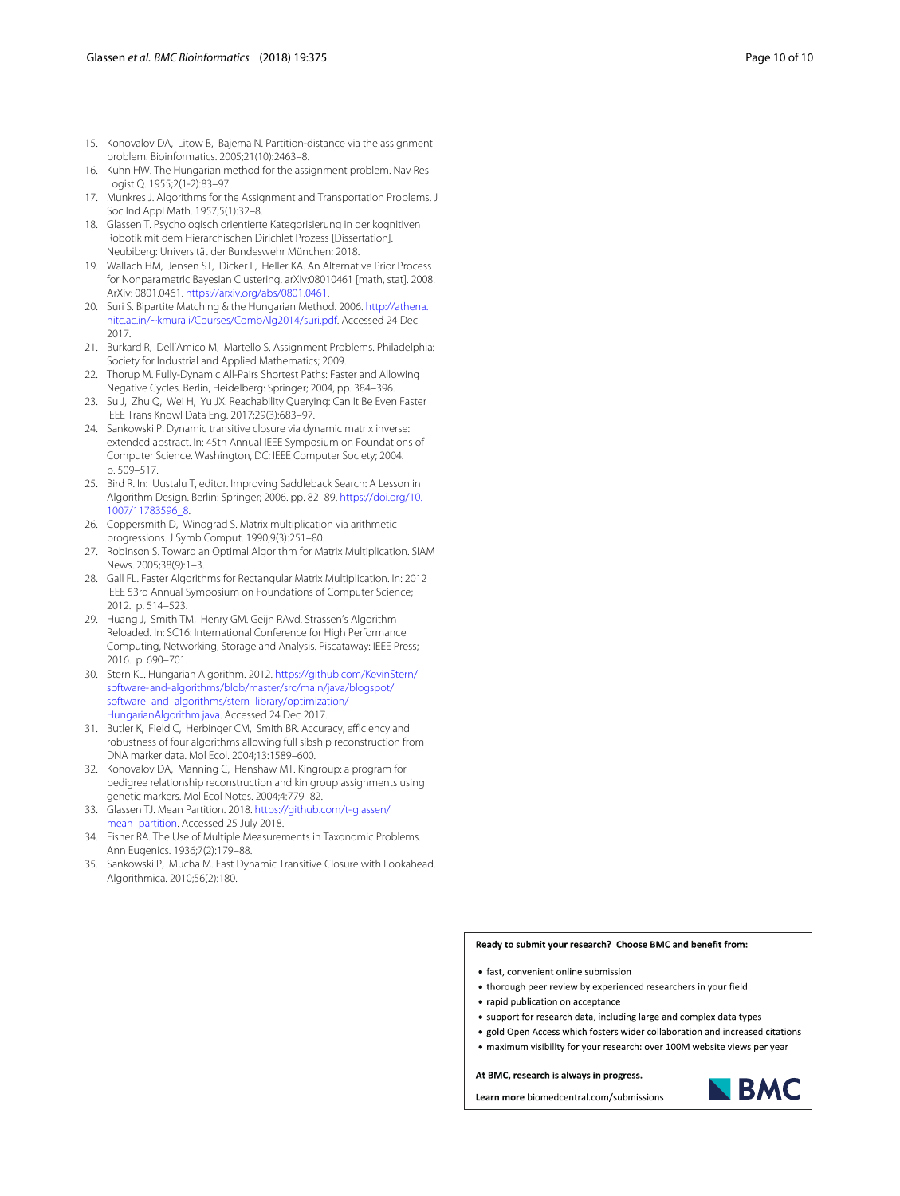15. Konovalov DA, Litow B, Bajema N. Partition-distance via the assignment problem. Bioinformatics. 2005;21(10):2463–8.
16. Kuhn HW. The Hungarian method for the assignment problem. Nav Res Logist Q. 1955;2(1-2):83–97.
17. Munkres J. Algorithms for the Assignment and Transportation Problems. J Soc Ind Appl Math. 1957;5(1):32–8.
18. Glassen T. Psychologisch orientierte Kategorisierung in der kognitiven Robotik mit dem Hierarchischen Dirichlet Prozess [Dissertation]. Neubiberg: Universität der Bundeswehr München; 2018.
19. Wallach HM, Jensen ST, Dicker L, Heller KA. An Alternative Prior Process for Nonparametric Bayesian Clustering. arXiv:08010461 [math, stat]. 2008. ArXiv: 0801.0461. https://arxiv.org/abs/0801.0461.
20. Suri S. Bipartite Matching & the Hungarian Method. 2006. http://athena.nitc.ac.in/~kmurali/Courses/CombAlg2014/suri.pdf. Accessed 24 Dec 2017.
21. Burkard R, Dell'Amico M, Martello S. Assignment Problems. Philadelphia: Society for Industrial and Applied Mathematics; 2009.
22. Thorup M. Fully-Dynamic All-Pairs Shortest Paths: Faster and Allowing Negative Cycles. Berlin, Heidelberg: Springer; 2004, pp. 384–396.
23. Su J, Zhu Q, Wei H, Yu JX. Reachability Querying: Can It Be Even Faster IEEE Trans Knowl Data Eng. 2017;29(3):683–97.
24. Sankowski P. Dynamic transitive closure via dynamic matrix inverse: extended abstract. In: 45th Annual IEEE Symposium on Foundations of Computer Science. Washington, DC: IEEE Computer Society; 2004. p. 509–517.
25. Bird R. In: Uustalu T, editor. Improving Saddleback Search: A Lesson in Algorithm Design. Berlin: Springer; 2006. pp. 82–89. https://doi.org/10.1007/11783596_8.
26. Coppersmith D, Winograd S. Matrix multiplication via arithmetic progressions. J Symb Comput. 1990;9(3):251–80.
27. Robinson S. Toward an Optimal Algorithm for Matrix Multiplication. SIAM News. 2005;38(9):1–3.
28. Gall FL. Faster Algorithms for Rectangular Matrix Multiplication. In: 2012 IEEE 53rd Annual Symposium on Foundations of Computer Science; 2012. p. 514–523.
29. Huang J, Smith TM, Henry GM. Geijn RAvd. Strassen's Algorithm Reloaded. In: SC16: International Conference for High Performance Computing, Networking, Storage and Analysis. Piscataway: IEEE Press; 2016. p. 690–701.
30. Stern KL. Hungarian Algorithm. 2012. https://github.com/KevinStern/software-and-algorithms/blob/master/src/main/java/blogspot/software_and_algorithms/stern_library/optimization/HungarianAlgorithm.java. Accessed 24 Dec 2017.
31. Butler K, Field C, Herbinger CM, Smith BR. Accuracy, efficiency and robustness of four algorithms allowing full sibship reconstruction from DNA marker data. Mol Ecol. 2004;13:1589–600.
32. Konovalov DA, Manning C, Henshaw MT. Kingroup: a program for pedigree relationship reconstruction and kin group assignments using genetic markers. Mol Ecol Notes. 2004;4:779–82.
33. Glassen TJ. Mean Partition. 2018. https://github.com/t-glassen/mean_partition. Accessed 25 July 2018.
34. Fisher RA. The Use of Multiple Measurements in Taxonomic Problems. Ann Eugenics. 1936;7(2):179–88.
35. Sankowski P, Mucha M. Fast Dynamic Transitive Closure with Lookahead. Algorithmica. 2010;56(2):180.

**Ready to submit your research? Choose BMC and benefit from:**

- fast, convenient online submission
- thorough peer review by experienced researchers in your field
- rapid publication on acceptance
- support for research data, including large and complex data types
- gold Open Access which fosters wider collaboration and increased citations
- maximum visibility for your research: over 100M website views per year

**At BMC, research is always in progress.**

**Learn more** biomedcentral.com/submissions

BMC